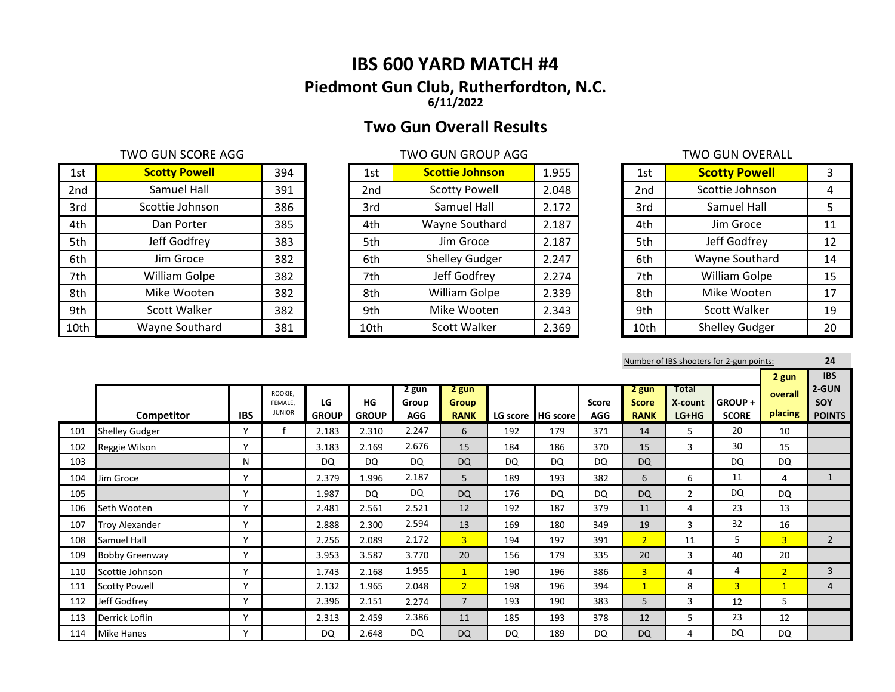# IBS 600 YARD MATCH #4

## Piedmont Gun Club, Rutherfordton, N.C.

**6/11/2022**

## Two Gun Overall Results

**TWO GUN SCORE AGG**

| | | |
|---|---|---|
| 1st | **Scotty Powell** | 394 |
| 2nd | Samuel Hall | 391 |
| 3rd | Scottie Johnson | 386 |
| 4th | Dan Porter | 385 |
| 5th | Jeff Godfrey | 383 |
| 6th | Jim Groce | 382 |
| 7th | William Golpe | 382 |
| 8th | Mike Wooten | 382 |
| 9th | Scott Walker | 382 |
| 10th | Wayne Southard | 381 |

**TWO GUN GROUP AGG**

| | | |
|---|---|---|
| 1st | **Scottie Johnson** | 1.955 |
| 2nd | Scotty Powell | 2.048 |
| 3rd | Samuel Hall | 2.172 |
| 4th | Wayne Southard | 2.187 |
| 5th | Jim Groce | 2.187 |
| 6th | Shelley Gudger | 2.247 |
| 7th | Jeff Godfrey | 2.274 |
| 8th | William Golpe | 2.339 |
| 9th | Mike Wooten | 2.343 |
| 10th | Scott Walker | 2.369 |

**TWO GUN OVERALL**

| | | |
|---|---|---|
| 1st | **Scotty Powell** | 3 |
| 2nd | Scottie Johnson | 4 |
| 3rd | Samuel Hall | 5 |
| 4th | Jim Groce | 11 |
| 5th | Jeff Godfrey | 12 |
| 6th | Wayne Southard | 14 |
| 7th | William Golpe | 15 |
| 8th | Mike Wooten | 17 |
| 9th | Scott Walker | 19 |
| 10th | Shelley Gudger | 20 |

Number of IBS shooters for 2-gun points: **24**

| | Competitor | IBS | ROOKIE, FEMALE, JUNIOR | LG GROUP | HG GROUP | 2 gun Group AGG | 2 gun Group RANK | LG score | HG score | Score AGG | 2 gun Score RANK | Total X-count LG+HG | GROUP + SCORE | 2 gun overall placing | IBS 2-GUN SOY POINTS |
|---|---|---|---|---|---|---|---|---|---|---|---|---|---|---|---|
| 101 | Shelley Gudger | Y | f | 2.183 | 2.310 | 2.247 | 6 | 192 | 179 | 371 | 14 | 5 | 20 | 10 | |
| 102 | Reggie Wilson | Y | | 3.183 | 2.169 | 2.676 | 15 | 184 | 186 | 370 | 15 | 3 | 30 | 15 | |
| 103 | | N | | DQ | DQ | DQ | DQ | DQ | DQ | DQ | DQ | | DQ | DQ | |
| 104 | Jim Groce | Y | | 2.379 | 1.996 | 2.187 | 5 | 189 | 193 | 382 | 6 | 6 | 11 | 4 | 1 |
| 105 | | Y | | 1.987 | DQ | DQ | DQ | 176 | DQ | DQ | DQ | 2 | DQ | DQ | |
| 106 | Seth Wooten | Y | | 2.481 | 2.561 | 2.521 | 12 | 192 | 187 | 379 | 11 | 4 | 23 | 13 | |
| 107 | Troy Alexander | Y | | 2.888 | 2.300 | 2.594 | 13 | 169 | 180 | 349 | 19 | 3 | 32 | 16 | |
| 108 | Samuel Hall | Y | | 2.256 | 2.089 | 2.172 | 3 | 194 | 197 | 391 | 2 | 11 | 5 | 3 | 2 |
| 109 | Bobby Greenway | Y | | 3.953 | 3.587 | 3.770 | 20 | 156 | 179 | 335 | 20 | 3 | 40 | 20 | |
| 110 | Scottie Johnson | Y | | 1.743 | 2.168 | 1.955 | 1 | 190 | 196 | 386 | 3 | 4 | 4 | 2 | 3 |
| 111 | Scotty Powell | Y | | 2.132 | 1.965 | 2.048 | 2 | 198 | 196 | 394 | 1 | 8 | 3 | 1 | 4 |
| 112 | Jeff Godfrey | Y | | 2.396 | 2.151 | 2.274 | 7 | 193 | 190 | 383 | 5 | 3 | 12 | 5 | |
| 113 | Derrick Loflin | Y | | 2.313 | 2.459 | 2.386 | 11 | 185 | 193 | 378 | 12 | 5 | 23 | 12 | |
| 114 | Mike Hanes | Y | | DQ | 2.648 | DQ | DQ | DQ | 189 | DQ | DQ | 4 | DQ | DQ | |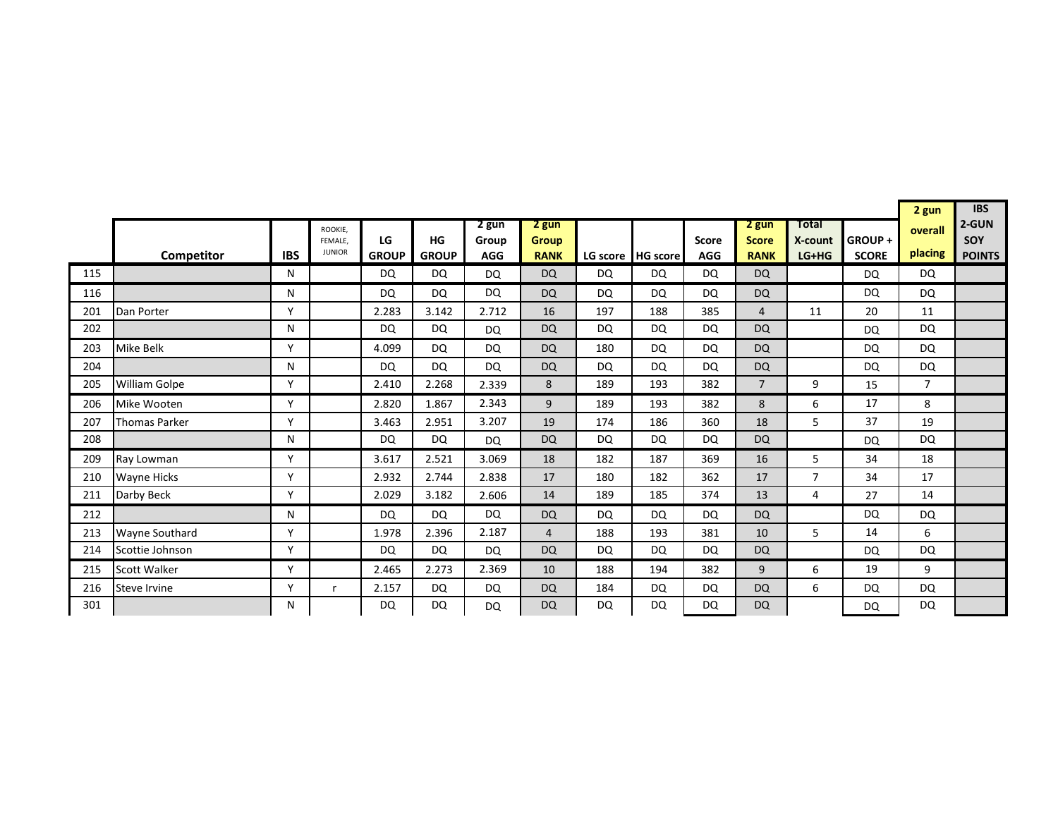|  | Competitor | IBS | ROOKIE, FEMALE, JUNIOR | LG GROUP | HG GROUP | 2 gun Group AGG | 2 gun Group RANK | LG score | HG score | Score AGG | 2 gun Score RANK | Total X-count LG+HG | GROUP + SCORE | 2 gun overall placing | IBS 2-GUN SOY POINTS |
|---|---|---|---|---|---|---|---|---|---|---|---|---|---|---|---|
| 115 |  | N |  | DQ | DQ | DQ | DQ | DQ | DQ | DQ | DQ |  | DQ | DQ |  |
| 116 |  | N |  | DQ | DQ | DQ | DQ | DQ | DQ | DQ | DQ |  | DQ | DQ |  |
| 201 | Dan Porter | Y |  | 2.283 | 3.142 | 2.712 | 16 | 197 | 188 | 385 | 4 | 11 | 20 | 11 |  |
| 202 |  | N |  | DQ | DQ | DQ | DQ | DQ | DQ | DQ | DQ |  | DQ | DQ |  |
| 203 | Mike Belk | Y |  | 4.099 | DQ | DQ | DQ | 180 | DQ | DQ | DQ |  | DQ | DQ |  |
| 204 |  | N |  | DQ | DQ | DQ | DQ | DQ | DQ | DQ | DQ |  | DQ | DQ |  |
| 205 | William Golpe | Y |  | 2.410 | 2.268 | 2.339 | 8 | 189 | 193 | 382 | 7 | 9 | 15 | 7 |  |
| 206 | Mike Wooten | Y |  | 2.820 | 1.867 | 2.343 | 9 | 189 | 193 | 382 | 8 | 6 | 17 | 8 |  |
| 207 | Thomas Parker | Y |  | 3.463 | 2.951 | 3.207 | 19 | 174 | 186 | 360 | 18 | 5 | 37 | 19 |  |
| 208 |  | N |  | DQ | DQ | DQ | DQ | DQ | DQ | DQ | DQ |  | DQ | DQ |  |
| 209 | Ray Lowman | Y |  | 3.617 | 2.521 | 3.069 | 18 | 182 | 187 | 369 | 16 | 5 | 34 | 18 |  |
| 210 | Wayne Hicks | Y |  | 2.932 | 2.744 | 2.838 | 17 | 180 | 182 | 362 | 17 | 7 | 34 | 17 |  |
| 211 | Darby Beck | Y |  | 2.029 | 3.182 | 2.606 | 14 | 189 | 185 | 374 | 13 | 4 | 27 | 14 |  |
| 212 |  | N |  | DQ | DQ | DQ | DQ | DQ | DQ | DQ | DQ |  | DQ | DQ |  |
| 213 | Wayne Southard | Y |  | 1.978 | 2.396 | 2.187 | 4 | 188 | 193 | 381 | 10 | 5 | 14 | 6 |  |
| 214 | Scottie Johnson | Y |  | DQ | DQ | DQ | DQ | DQ | DQ | DQ | DQ |  | DQ | DQ |  |
| 215 | Scott Walker | Y |  | 2.465 | 2.273 | 2.369 | 10 | 188 | 194 | 382 | 9 | 6 | 19 | 9 |  |
| 216 | Steve Irvine | Y | r | 2.157 | DQ | DQ | DQ | 184 | DQ | DQ | DQ | 6 | DQ | DQ |  |
| 301 |  | N |  | DQ | DQ | DQ | DQ | DQ | DQ | DQ | DQ |  | DQ | DQ |  |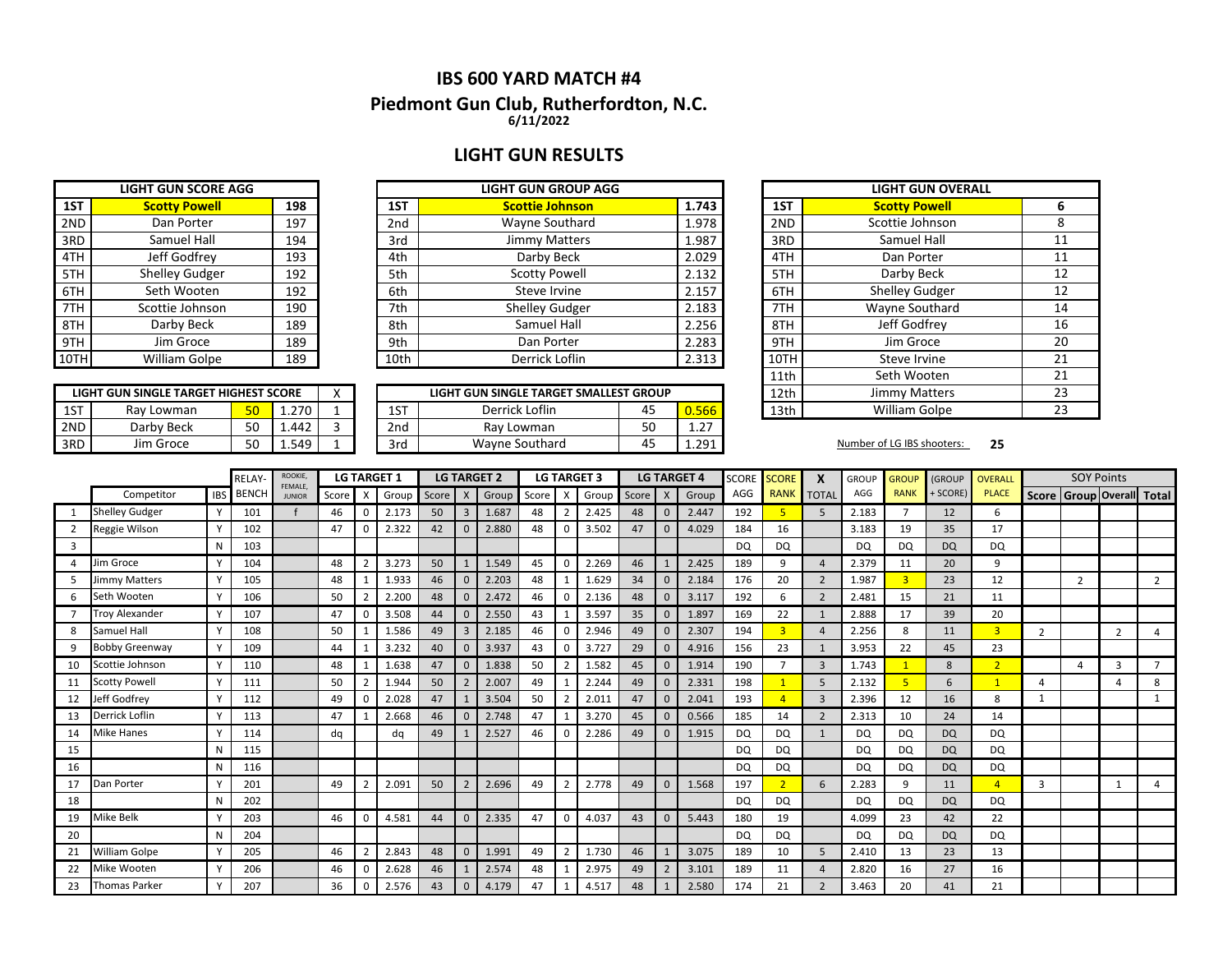# IBS 600 YARD MATCH #4

## Piedmont Gun Club, Rutherfordton, N.C.

6/11/2022

## LIGHT GUN RESULTS

| LIGHT GUN SCORE AGG | | |
|---|---|---|
| 1ST | **Scotty Powell** | 198 |
| 2ND | Dan Porter | 197 |
| 3RD | Samuel Hall | 194 |
| 4TH | Jeff Godfrey | 193 |
| 5TH | Shelley Gudger | 192 |
| 6TH | Seth Wooten | 192 |
| 7TH | Scottie Johnson | 190 |
| 8TH | Darby Beck | 189 |
| 9TH | Jim Groce | 189 |
| 10TH | William Golpe | 189 |

| LIGHT GUN GROUP AGG | | |
|---|---|---|
| 1ST | **Scottie Johnson** | 1.743 |
| 2nd | Wayne Southard | 1.978 |
| 3rd | Jimmy Matters | 1.987 |
| 4th | Darby Beck | 2.029 |
| 5th | Scotty Powell | 2.132 |
| 6th | Steve Irvine | 2.157 |
| 7th | Shelley Gudger | 2.183 |
| 8th | Samuel Hall | 2.256 |
| 9th | Dan Porter | 2.283 |
| 10th | Derrick Loflin | 2.313 |

| LIGHT GUN OVERALL | | |
|---|---|---|
| 1ST | **Scotty Powell** | 6 |
| 2ND | Scottie Johnson | 8 |
| 3RD | Samuel Hall | 11 |
| 4TH | Dan Porter | 11 |
| 5TH | Darby Beck | 12 |
| 6TH | Shelley Gudger | 12 |
| 7TH | Wayne Southard | 14 |
| 8TH | Jeff Godfrey | 16 |
| 9TH | Jim Groce | 20 |
| 10TH | Steve Irvine | 21 |
| 11th | Seth Wooten | 21 |
| 12th | Jimmy Matters | 23 |
| 13th | William Golpe | 23 |

| LIGHT GUN SINGLE TARGET HIGHEST SCORE | | | | X |
|---|---|---|---|---|
| 1ST | Ray Lowman | 50 | 1.270 | 1 |
| 2ND | Darby Beck | 50 | 1.442 | 3 |
| 3RD | Jim Groce | 50 | 1.549 | 1 |

| LIGHT GUN SINGLE TARGET SMALLEST GROUP | | | |
|---|---|---|---|
| 1ST | Derrick Loflin | 45 | 0.566 |
| 2nd | Ray Lowman | 50 | 1.27 |
| 3rd | Wayne Southard | 45 | 1.291 |

Number of LG IBS shooters: **25**

| | Competitor | IBS | RELAY-BENCH | ROOKIE, FEMALE, JUNIOR | LG TARGET 1 | | | LG TARGET 2 | | | LG TARGET 3 | | | LG TARGET 4 | | | SCORE AGG | SCORE RANK | X TOTAL | GROUP AGG | GROUP RANK | (GROUP + SCORE) | OVERALL PLACE | SOY Points | | | |
|---|---|---|---|---|---|---|---|---|---|---|---|---|---|---|---|---|---|---|---|---|---|---|---|---|---|---|---|
| | | | | | Score | X | Group | Score | X | Group | Score | X | Group | Score | X | Group | | | | | | | | Score | Group | Overall | Total |
| 1 | Shelley Gudger | Y | 101 | f | 46 | 0 | 2.173 | 50 | 3 | 1.687 | 48 | 2 | 2.425 | 48 | 0 | 2.447 | 192 | 5 | 5 | 2.183 | 7 | 12 | 6 | | | | |
| 2 | Reggie Wilson | Y | 102 | | 47 | 0 | 2.322 | 42 | 0 | 2.880 | 48 | 0 | 3.502 | 47 | 0 | 4.029 | 184 | 16 | | 3.183 | 19 | 35 | 17 | | | | |
| 3 | | N | 103 | | | | | | | | | | | | | | DQ | DQ | | DQ | DQ | DQ | DQ | | | | |
| 4 | Jim Groce | Y | 104 | | 48 | 2 | 3.273 | 50 | 1 | 1.549 | 45 | 0 | 2.269 | 46 | 1 | 2.425 | 189 | 9 | 4 | 2.379 | 11 | 20 | 9 | | | | |
| 5 | Jimmy Matters | Y | 105 | | 48 | 1 | 1.933 | 46 | 0 | 2.203 | 48 | 1 | 1.629 | 34 | 0 | 2.184 | 176 | 20 | 2 | 1.987 | 3 | 23 | 12 | | 2 | | 2 |
| 6 | Seth Wooten | Y | 106 | | 50 | 2 | 2.200 | 48 | 0 | 2.472 | 46 | 0 | 2.136 | 48 | 0 | 3.117 | 192 | 6 | 2 | 2.481 | 15 | 21 | 11 | | | | |
| 7 | Troy Alexander | Y | 107 | | 47 | 0 | 3.508 | 44 | 0 | 2.550 | 43 | 1 | 3.597 | 35 | 0 | 1.897 | 169 | 22 | 1 | 2.888 | 17 | 39 | 20 | | | | |
| 8 | Samuel Hall | Y | 108 | | 50 | 1 | 1.586 | 49 | 3 | 2.185 | 46 | 0 | 2.946 | 49 | 0 | 2.307 | 194 | 3 | 4 | 2.256 | 8 | 11 | 3 | 2 | | 2 | 4 |
| 9 | Bobby Greenway | Y | 109 | | 44 | 1 | 3.232 | 40 | 0 | 3.937 | 43 | 0 | 3.727 | 29 | 0 | 4.916 | 156 | 23 | 1 | 3.953 | 22 | 45 | 23 | | | | |
| 10 | Scottie Johnson | Y | 110 | | 48 | 1 | 1.638 | 47 | 0 | 1.838 | 50 | 2 | 1.582 | 45 | 0 | 1.914 | 190 | 7 | 3 | 1.743 | 1 | 8 | 2 | | 4 | 3 | 7 |
| 11 | Scotty Powell | Y | 111 | | 50 | 2 | 1.944 | 50 | 2 | 2.007 | 49 | 1 | 2.244 | 49 | 0 | 2.331 | 198 | 1 | 5 | 2.132 | 5 | 6 | 1 | 4 | | 4 | 8 |
| 12 | Jeff Godfrey | Y | 112 | | 49 | 0 | 2.028 | 47 | 1 | 3.504 | 50 | 2 | 2.011 | 47 | 0 | 2.041 | 193 | 4 | 3 | 2.396 | 12 | 16 | 8 | 1 | | | 1 |
| 13 | Derrick Loflin | Y | 113 | | 47 | 1 | 2.668 | 46 | 0 | 2.748 | 47 | 1 | 3.270 | 45 | 0 | 0.566 | 185 | 14 | 2 | 2.313 | 10 | 24 | 14 | | | | |
| 14 | Mike Hanes | Y | 114 | | dq | | dq | 49 | 1 | 2.527 | 46 | 0 | 2.286 | 49 | 0 | 1.915 | DQ | DQ | 1 | DQ | DQ | DQ | DQ | | | | |
| 15 | | N | 115 | | | | | | | | | | | | | | DQ | DQ | | DQ | DQ | DQ | DQ | | | | |
| 16 | | N | 116 | | | | | | | | | | | | | | DQ | DQ | | DQ | DQ | DQ | DQ | | | | |
| 17 | Dan Porter | Y | 201 | | 49 | 2 | 2.091 | 50 | 2 | 2.696 | 49 | 2 | 2.778 | 49 | 0 | 1.568 | 197 | 2 | 6 | 2.283 | 9 | 11 | 4 | 3 | | 1 | 4 |
| 18 | | N | 202 | | | | | | | | | | | | | | DQ | DQ | | DQ | DQ | DQ | DQ | | | | |
| 19 | Mike Belk | Y | 203 | | 46 | 0 | 4.581 | 44 | 0 | 2.335 | 47 | 0 | 4.037 | 43 | 0 | 5.443 | 180 | 19 | | 4.099 | 23 | 42 | 22 | | | | |
| 20 | | N | 204 | | | | | | | | | | | | | | DQ | DQ | | DQ | DQ | DQ | DQ | | | | |
| 21 | William Golpe | Y | 205 | | 46 | 2 | 2.843 | 48 | 0 | 1.991 | 49 | 2 | 1.730 | 46 | 1 | 3.075 | 189 | 10 | 5 | 2.410 | 13 | 23 | 13 | | | | |
| 22 | Mike Wooten | Y | 206 | | 46 | 0 | 2.628 | 46 | 1 | 2.574 | 48 | 1 | 2.975 | 49 | 2 | 3.101 | 189 | 11 | 4 | 2.820 | 16 | 27 | 16 | | | | |
| 23 | Thomas Parker | Y | 207 | | 36 | 0 | 2.576 | 43 | 0 | 4.179 | 47 | 1 | 4.517 | 48 | 1 | 2.580 | 174 | 21 | 2 | 3.463 | 20 | 41 | 21 | | | | |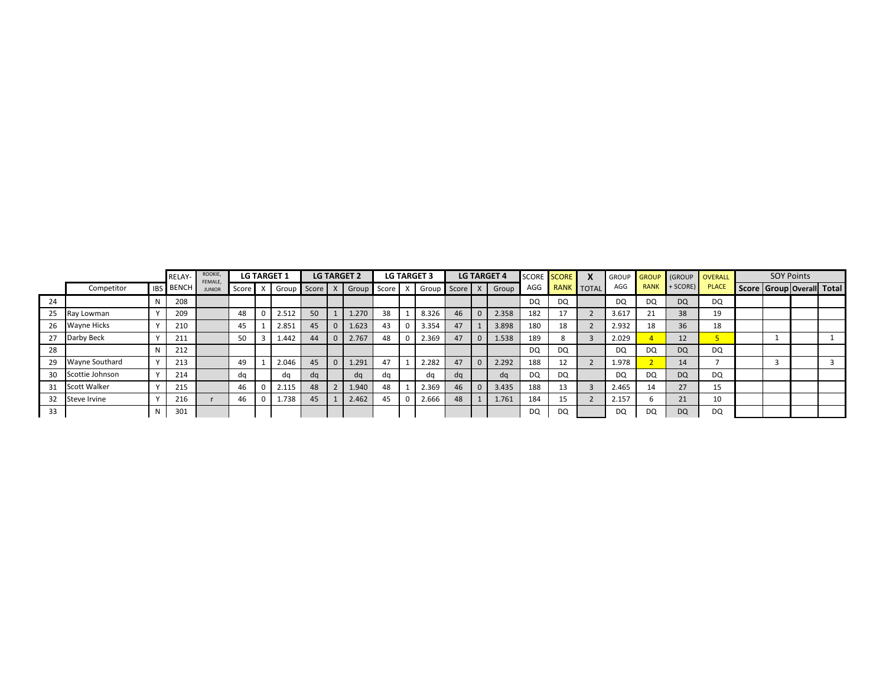| | Competitor | IBS | RELAY-BENCH | ROOKIE, FEMALE, JUNIOR | LG TARGET 1 | | | LG TARGET 2 | | | LG TARGET 3 | | | LG TARGET 4 | | | SCORE AGG | SCORE RANK | X TOTAL | GROUP AGG | GROUP RANK | (GROUP + SCORE) | OVERALL PLACE | SOY Points | | | |
|---|---|---|---|---|---|---|---|---|---|---|---|---|---|---|---|---|---|---|---|---|---|---|---|---|---|---|---|
| | | | | | Score | X | Group | Score | X | Group | Score | X | Group | Score | X | Group | | | | | | | | Score | Group | Overall | Total |
| 24 | | N | 208 | | | | | | | | | | | | | | DQ | DQ | | DQ | DQ | DQ | DQ | | | | |
| 25 | Ray Lowman | Y | 209 | | 48 | 0 | 2.512 | 50 | 1 | 1.270 | 38 | 1 | 8.326 | 46 | 0 | 2.358 | 182 | 17 | 2 | 3.617 | 21 | 38 | 19 | | | | |
| 26 | Wayne Hicks | Y | 210 | | 45 | 1 | 2.851 | 45 | 0 | 1.623 | 43 | 0 | 3.354 | 47 | 1 | 3.898 | 180 | 18 | 2 | 2.932 | 18 | 36 | 18 | | | | |
| 27 | Darby Beck | Y | 211 | | 50 | 3 | 1.442 | 44 | 0 | 2.767 | 48 | 0 | 2.369 | 47 | 0 | 1.538 | 189 | 8 | 3 | 2.029 | 4 | 12 | 5 | | 1 | | 1 |
| 28 | | N | 212 | | | | | | | | | | | | | | DQ | DQ | | DQ | DQ | DQ | DQ | | | | |
| 29 | Wayne Southard | Y | 213 | | 49 | 1 | 2.046 | 45 | 0 | 1.291 | 47 | 1 | 2.282 | 47 | 0 | 2.292 | 188 | 12 | 2 | 1.978 | 2 | 14 | 7 | | 3 | | 3 |
| 30 | Scottie Johnson | Y | 214 | | dq | | dq | dq | | dq | dq | | dq | dq | | dq | DQ | DQ | | DQ | DQ | DQ | DQ | | | | |
| 31 | Scott Walker | Y | 215 | | 46 | 0 | 2.115 | 48 | 2 | 1.940 | 48 | 1 | 2.369 | 46 | 0 | 3.435 | 188 | 13 | 3 | 2.465 | 14 | 27 | 15 | | | | |
| 32 | Steve Irvine | Y | 216 | r | 46 | 0 | 1.738 | 45 | 1 | 2.462 | 45 | 0 | 2.666 | 48 | 1 | 1.761 | 184 | 15 | 2 | 2.157 | 6 | 21 | 10 | | | | |
| 33 | | N | 301 | | | | | | | | | | | | | | DQ | DQ | | DQ | DQ | DQ | DQ | | | | |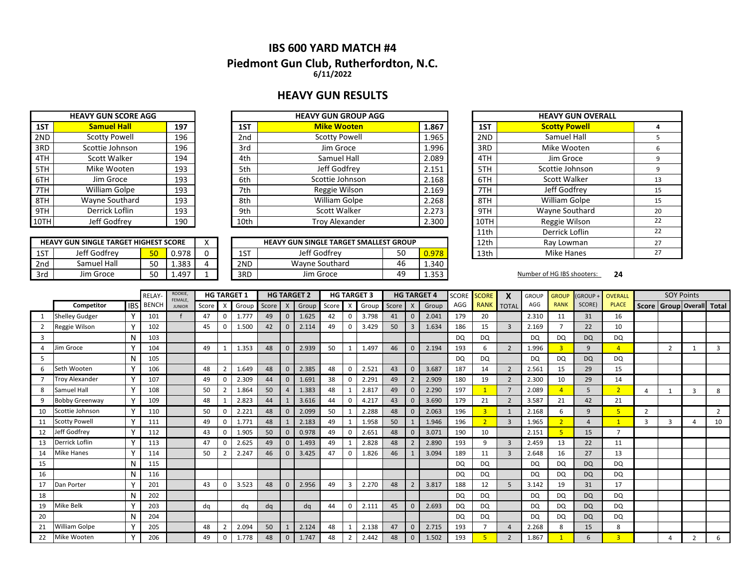# IBS 600 YARD MATCH #4

## Piedmont Gun Club, Rutherfordton, N.C.

6/11/2022

## HEAVY GUN RESULTS

| HEAVY GUN SCORE AGG | | |
|---|---|---|
| 1ST | **Samuel Hall** | 197 |
| 2ND | Scotty Powell | 196 |
| 3RD | Scottie Johnson | 196 |
| 4TH | Scott Walker | 194 |
| 5TH | Mike Wooten | 193 |
| 6TH | Jim Groce | 193 |
| 7TH | William Golpe | 193 |
| 8TH | Wayne Southard | 193 |
| 9TH | Derrick Loflin | 193 |
| 10TH | Jeff Godfrey | 190 |

| HEAVY GUN GROUP AGG | | |
|---|---|---|
| 1ST | **Mike Wooten** | 1.867 |
| 2nd | Scotty Powell | 1.965 |
| 3rd | Jim Groce | 1.996 |
| 4th | Samuel Hall | 2.089 |
| 5th | Jeff Godfrey | 2.151 |
| 6th | Scottie Johnson | 2.168 |
| 7th | Reggie Wilson | 2.169 |
| 8th | William Golpe | 2.268 |
| 9th | Scott Walker | 2.273 |
| 10th | Troy Alexander | 2.300 |

| HEAVY GUN OVERALL | | |
|---|---|---|
| 1ST | **Scotty Powell** | 4 |
| 2ND | Samuel Hall | 5 |
| 3RD | Mike Wooten | 6 |
| 4TH | Jim Groce | 9 |
| 5TH | Scottie Johnson | 9 |
| 6TH | Scott Walker | 13 |
| 7TH | Jeff Godfrey | 15 |
| 8TH | William Golpe | 15 |
| 9TH | Wayne Southard | 20 |
| 10TH | Reggie Wilson | 22 |
| 11th | Derrick Loflin | 22 |
| 12th | Ray Lowman | 27 |
| 13th | Mike Hanes | 27 |

| HEAVY GUN SINGLE TARGET HIGHEST SCORE | | | | X |
|---|---|---|---|---|
| 1ST | Jeff Godfrey | 50 | 0.978 | 0 |
| 2nd | Samuel Hall | 50 | 1.383 | 4 |
| 3rd | Jim Groce | 50 | 1.497 | 1 |

| HEAVY GUN SINGLE TARGET SMALLEST GROUP | | | |
|---|---|---|---|
| 1ST | Jeff Godfrey | 50 | 0.978 |
| 2ND | Wayne Southard | 46 | 1.340 |
| 3RD | Jim Groce | 49 | 1.353 |

Number of HG IBS shooters: **24**

| | Competitor | IBS | RELAY-BENCH | ROOKIE, FEMALE, JUNIOR | HG TARGET 1 | | | HG TARGET 2 | | | HG TARGET 3 | | | HG TARGET 4 | | | SCORE AGG | SCORE RANK | X TOTAL | GROUP AGG | GROUP RANK | (GROUP + SCORE) | OVERALL PLACE | SOY Points | | | |
|---|---|---|---|---|---|---|---|---|---|---|---|---|---|---|---|---|---|---|---|---|---|---|---|---|---|---|---|
| | | | | | Score | X | Group | Score | X | Group | Score | X | Group | Score | X | Group | | | | | | | | Score | Group | Overall | Total |
| 1 | Shelley Gudger | Y | 101 | f | 47 | 0 | 1.777 | 49 | 0 | 1.625 | 42 | 0 | 3.798 | 41 | 0 | 2.041 | 179 | 20 | | 2.310 | 11 | 31 | 16 | | | | |
| 2 | Reggie Wilson | Y | 102 | | 45 | 0 | 1.500 | 42 | 0 | 2.114 | 49 | 0 | 3.429 | 50 | 3 | 1.634 | 186 | 15 | 3 | 2.169 | 7 | 22 | 10 | | | | |
| 3 | | N | 103 | | | | | | | | | | | | | | DQ | DQ | | DQ | DQ | DQ | DQ | | | | |
| 4 | Jim Groce | Y | 104 | | 49 | 1 | 1.353 | 48 | 0 | 2.939 | 50 | 1 | 1.497 | 46 | 0 | 2.194 | 193 | 6 | 2 | 1.996 | 3 | 9 | 4 | | 2 | 1 | 3 |
| 5 | | N | 105 | | | | | | | | | | | | | | DQ | DQ | | DQ | DQ | DQ | DQ | | | | |
| 6 | Seth Wooten | Y | 106 | | 48 | 2 | 1.649 | 48 | 0 | 2.385 | 48 | 0 | 2.521 | 43 | 0 | 3.687 | 187 | 14 | 2 | 2.561 | 15 | 29 | 15 | | | | |
| 7 | Troy Alexander | Y | 107 | | 49 | 0 | 2.309 | 44 | 0 | 1.691 | 38 | 0 | 2.291 | 49 | 2 | 2.909 | 180 | 19 | 2 | 2.300 | 10 | 29 | 14 | | | | |
| 8 | Samuel Hall | Y | 108 | | 50 | 2 | 1.864 | 50 | 4 | 1.383 | 48 | 1 | 2.817 | 49 | 0 | 2.290 | 197 | 1 | 7 | 2.089 | 4 | 5 | 2 | 4 | 1 | 3 | 8 |
| 9 | Bobby Greenway | Y | 109 | | 48 | 1 | 2.823 | 44 | 1 | 3.616 | 44 | 0 | 4.217 | 43 | 0 | 3.690 | 179 | 21 | 2 | 3.587 | 21 | 42 | 21 | | | | |
| 10 | Scottie Johnson | Y | 110 | | 50 | 0 | 2.221 | 48 | 0 | 2.099 | 50 | 1 | 2.288 | 48 | 0 | 2.063 | 196 | 3 | 1 | 2.168 | 6 | 9 | 5 | 2 | | | 2 |
| 11 | Scotty Powell | Y | 111 | | 49 | 0 | 1.771 | 48 | 1 | 2.183 | 49 | 1 | 1.958 | 50 | 1 | 1.946 | 196 | 2 | 3 | 1.965 | 2 | 4 | 1 | 3 | 3 | 4 | 10 |
| 12 | Jeff Godfrey | Y | 112 | | 43 | 0 | 1.905 | 50 | 0 | 0.978 | 49 | 0 | 2.651 | 48 | 0 | 3.071 | 190 | 10 | | 2.151 | 5 | 15 | 7 | | | | |
| 13 | Derrick Loflin | Y | 113 | | 47 | 0 | 2.625 | 49 | 0 | 1.493 | 49 | 1 | 2.828 | 48 | 2 | 2.890 | 193 | 9 | 3 | 2.459 | 13 | 22 | 11 | | | | |
| 14 | Mike Hanes | Y | 114 | | 50 | 2 | 2.247 | 46 | 0 | 3.425 | 47 | 0 | 1.826 | 46 | 1 | 3.094 | 189 | 11 | 3 | 2.648 | 16 | 27 | 13 | | | | |
| 15 | | N | 115 | | | | | | | | | | | | | | DQ | DQ | | DQ | DQ | DQ | DQ | | | | |
| 16 | | N | 116 | | | | | | | | | | | | | | DQ | DQ | | DQ | DQ | DQ | DQ | | | | |
| 17 | Dan Porter | Y | 201 | | 43 | 0 | 3.523 | 48 | 0 | 2.956 | 49 | 3 | 2.270 | 48 | 2 | 3.817 | 188 | 12 | 5 | 3.142 | 19 | 31 | 17 | | | | |
| 18 | | N | 202 | | | | | | | | | | | | | | DQ | DQ | | DQ | DQ | DQ | DQ | | | | |
| 19 | Mike Belk | Y | 203 | | dq | | dq | dq | | dq | 44 | 0 | 2.111 | 45 | 0 | 2.693 | DQ | DQ | | DQ | DQ | DQ | DQ | | | | |
| 20 | | N | 204 | | | | | | | | | | | | | | DQ | DQ | | DQ | DQ | DQ | DQ | | | | |
| 21 | William Golpe | Y | 205 | | 48 | 2 | 2.094 | 50 | 1 | 2.124 | 48 | 1 | 2.138 | 47 | 0 | 2.715 | 193 | 7 | 4 | 2.268 | 8 | 15 | 8 | | | | |
| 22 | Mike Wooten | Y | 206 | | 49 | 0 | 1.778 | 48 | 0 | 1.747 | 48 | 2 | 2.442 | 48 | 0 | 1.502 | 193 | 5 | 2 | 1.867 | 1 | 6 | 3 | | 4 | 2 | 6 |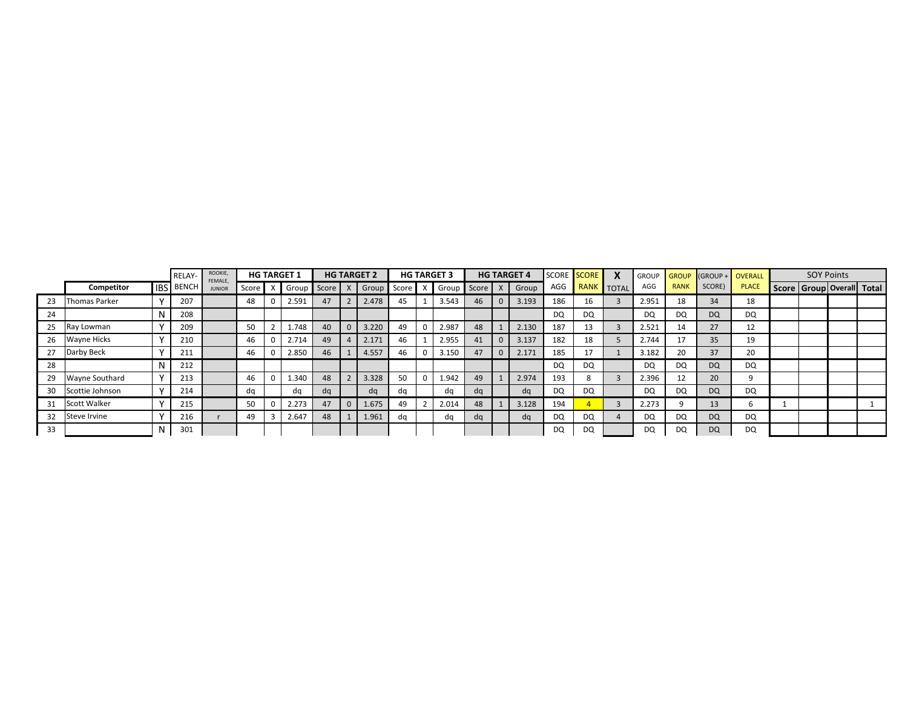| | Competitor | IBS | RELAY-BENCH | ROOKIE, FEMALE, JUNIOR | HG TARGET 1 | | | HG TARGET 2 | | | HG TARGET 3 | | | HG TARGET 4 | | | SCORE AGG | SCORE RANK | X TOTAL | GROUP AGG | GROUP RANK | (GROUP + SCORE) | OVERALL PLACE | SOY Points | | | |
|---|---|---|---|---|---|---|---|---|---|---|---|---|---|---|---|---|---|---|---|---|---|---|---|---|---|---|---|
| | | | | | Score | X | Group | Score | X | Group | Score | X | Group | Score | X | Group | | | | | | | | Score | Group | Overall | Total |
| 23 | Thomas Parker | Y | 207 | | 48 | 0 | 2.591 | 47 | 2 | 2.478 | 45 | 1 | 3.543 | 46 | 0 | 3.193 | 186 | 16 | 3 | 2.951 | 18 | 34 | 18 | | | | |
| 24 | | N | 208 | | | | | | | | | | | | | | DQ | DQ | | DQ | DQ | DQ | DQ | | | | |
| 25 | Ray Lowman | Y | 209 | | 50 | 2 | 1.748 | 40 | 0 | 3.220 | 49 | 0 | 2.987 | 48 | 1 | 2.130 | 187 | 13 | 3 | 2.521 | 14 | 27 | 12 | | | | |
| 26 | Wayne Hicks | Y | 210 | | 46 | 0 | 2.714 | 49 | 4 | 2.171 | 46 | 1 | 2.955 | 41 | 0 | 3.137 | 182 | 18 | 5 | 2.744 | 17 | 35 | 19 | | | | |
| 27 | Darby Beck | Y | 211 | | 46 | 0 | 2.850 | 46 | 1 | 4.557 | 46 | 0 | 3.150 | 47 | 0 | 2.171 | 185 | 17 | 1 | 3.182 | 20 | 37 | 20 | | | | |
| 28 | | N | 212 | | | | | | | | | | | | | | DQ | DQ | | DQ | DQ | DQ | DQ | | | | |
| 29 | Wayne Southard | Y | 213 | | 46 | 0 | 1.340 | 48 | 2 | 3.328 | 50 | 0 | 1.942 | 49 | 1 | 2.974 | 193 | 8 | 3 | 2.396 | 12 | 20 | 9 | | | | |
| 30 | Scottie Johnson | Y | 214 | | dq | | dq | dq | | dq | dq | | dq | dq | | dq | DQ | DQ | | DQ | DQ | DQ | DQ | | | | |
| 31 | Scott Walker | Y | 215 | | 50 | 0 | 2.273 | 47 | 0 | 1.675 | 49 | 2 | 2.014 | 48 | 1 | 3.128 | 194 | 4 | 3 | 2.273 | 9 | 13 | 6 | 1 | | | 1 |
| 32 | Steve Irvine | Y | 216 | r | 49 | 3 | 2.647 | 48 | 1 | 1.961 | dq | | dq | dq | | dq | DQ | DQ | 4 | DQ | DQ | DQ | DQ | | | | |
| 33 | | N | 301 | | | | | | | | | | | | | | DQ | DQ | | DQ | DQ | DQ | DQ | | | | |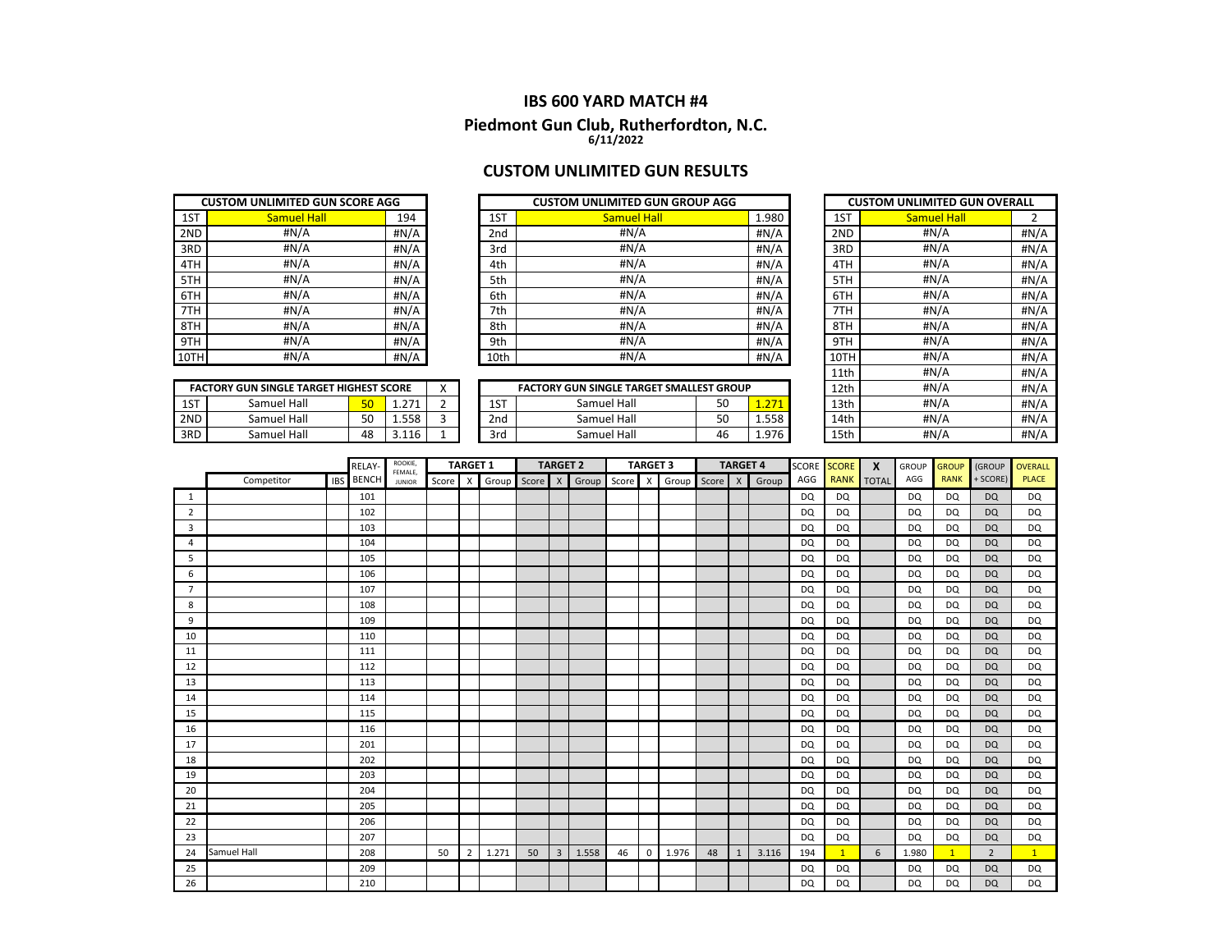# IBS 600 YARD MATCH #4

## Piedmont Gun Club, Rutherfordton, N.C.

**6/11/2022**

## CUSTOM UNLIMITED GUN RESULTS

| CUSTOM UNLIMITED GUN SCORE AGG | | |
|---|---|---|
| 1ST | Samuel Hall | 194 |
| 2ND | #N/A | #N/A |
| 3RD | #N/A | #N/A |
| 4TH | #N/A | #N/A |
| 5TH | #N/A | #N/A |
| 6TH | #N/A | #N/A |
| 7TH | #N/A | #N/A |
| 8TH | #N/A | #N/A |
| 9TH | #N/A | #N/A |
| 10TH | #N/A | #N/A |

| CUSTOM UNLIMITED GUN GROUP AGG | | |
|---|---|---|
| 1ST | Samuel Hall | 1.980 |
| 2nd | #N/A | #N/A |
| 3rd | #N/A | #N/A |
| 4th | #N/A | #N/A |
| 5th | #N/A | #N/A |
| 6th | #N/A | #N/A |
| 7th | #N/A | #N/A |
| 8th | #N/A | #N/A |
| 9th | #N/A | #N/A |
| 10th | #N/A | #N/A |

| CUSTOM UNLIMITED GUN OVERALL | | |
|---|---|---|
| 1ST | Samuel Hall | 2 |
| 2ND | #N/A | #N/A |
| 3RD | #N/A | #N/A |
| 4TH | #N/A | #N/A |
| 5TH | #N/A | #N/A |
| 6TH | #N/A | #N/A |
| 7TH | #N/A | #N/A |
| 8TH | #N/A | #N/A |
| 9TH | #N/A | #N/A |
| 10TH | #N/A | #N/A |
| 11th | #N/A | #N/A |
| 12th | #N/A | #N/A |
| 13th | #N/A | #N/A |
| 14th | #N/A | #N/A |
| 15th | #N/A | #N/A |

| FACTORY GUN SINGLE TARGET HIGHEST SCORE | | | | X |
|---|---|---|---|---|
| 1ST | Samuel Hall | 50 | 1.271 | 2 |
| 2ND | Samuel Hall | 50 | 1.558 | 3 |
| 3RD | Samuel Hall | 48 | 3.116 | 1 |

| FACTORY GUN SINGLE TARGET SMALLEST GROUP | | | |
|---|---|---|---|
| 1ST | Samuel Hall | 50 | 1.271 |
| 2nd | Samuel Hall | 50 | 1.558 |
| 3rd | Samuel Hall | 46 | 1.976 |

| | Competitor | IBS | RELAY-BENCH | ROOKIE, FEMALE, JUNIOR | TARGET 1 Score | X | Group | TARGET 2 Score | X | Group | TARGET 3 Score | X | Group | TARGET 4 Score | X | Group | SCORE AGG | SCORE RANK | X TOTAL | GROUP AGG | GROUP RANK | (GROUP + SCORE) | OVERALL PLACE |
|---|---|---|---|---|---|---|---|---|---|---|---|---|---|---|---|---|---|---|---|---|---|---|---|
| 1 | | | 101 | | | | | | | | | | | | | | DQ | DQ | | DQ | DQ | DQ | DQ |
| 2 | | | 102 | | | | | | | | | | | | | | DQ | DQ | | DQ | DQ | DQ | DQ |
| 3 | | | 103 | | | | | | | | | | | | | | DQ | DQ | | DQ | DQ | DQ | DQ |
| 4 | | | 104 | | | | | | | | | | | | | | DQ | DQ | | DQ | DQ | DQ | DQ |
| 5 | | | 105 | | | | | | | | | | | | | | DQ | DQ | | DQ | DQ | DQ | DQ |
| 6 | | | 106 | | | | | | | | | | | | | | DQ | DQ | | DQ | DQ | DQ | DQ |
| 7 | | | 107 | | | | | | | | | | | | | | DQ | DQ | | DQ | DQ | DQ | DQ |
| 8 | | | 108 | | | | | | | | | | | | | | DQ | DQ | | DQ | DQ | DQ | DQ |
| 9 | | | 109 | | | | | | | | | | | | | | DQ | DQ | | DQ | DQ | DQ | DQ |
| 10 | | | 110 | | | | | | | | | | | | | | DQ | DQ | | DQ | DQ | DQ | DQ |
| 11 | | | 111 | | | | | | | | | | | | | | DQ | DQ | | DQ | DQ | DQ | DQ |
| 12 | | | 112 | | | | | | | | | | | | | | DQ | DQ | | DQ | DQ | DQ | DQ |
| 13 | | | 113 | | | | | | | | | | | | | | DQ | DQ | | DQ | DQ | DQ | DQ |
| 14 | | | 114 | | | | | | | | | | | | | | DQ | DQ | | DQ | DQ | DQ | DQ |
| 15 | | | 115 | | | | | | | | | | | | | | DQ | DQ | | DQ | DQ | DQ | DQ |
| 16 | | | 116 | | | | | | | | | | | | | | DQ | DQ | | DQ | DQ | DQ | DQ |
| 17 | | | 201 | | | | | | | | | | | | | | DQ | DQ | | DQ | DQ | DQ | DQ |
| 18 | | | 202 | | | | | | | | | | | | | | DQ | DQ | | DQ | DQ | DQ | DQ |
| 19 | | | 203 | | | | | | | | | | | | | | DQ | DQ | | DQ | DQ | DQ | DQ |
| 20 | | | 204 | | | | | | | | | | | | | | DQ | DQ | | DQ | DQ | DQ | DQ |
| 21 | | | 205 | | | | | | | | | | | | | | DQ | DQ | | DQ | DQ | DQ | DQ |
| 22 | | | 206 | | | | | | | | | | | | | | DQ | DQ | | DQ | DQ | DQ | DQ |
| 23 | | | 207 | | | | | | | | | | | | | | DQ | DQ | | DQ | DQ | DQ | DQ |
| 24 | Samuel Hall | | 208 | | 50 | 2 | 1.271 | 50 | 3 | 1.558 | 46 | 0 | 1.976 | 48 | 1 | 3.116 | 194 | 1 | 6 | 1.980 | 1 | 2 | 1 |
| 25 | | | 209 | | | | | | | | | | | | | | DQ | DQ | | DQ | DQ | DQ | DQ |
| 26 | | | 210 | | | | | | | | | | | | | | DQ | DQ | | DQ | DQ | DQ | DQ |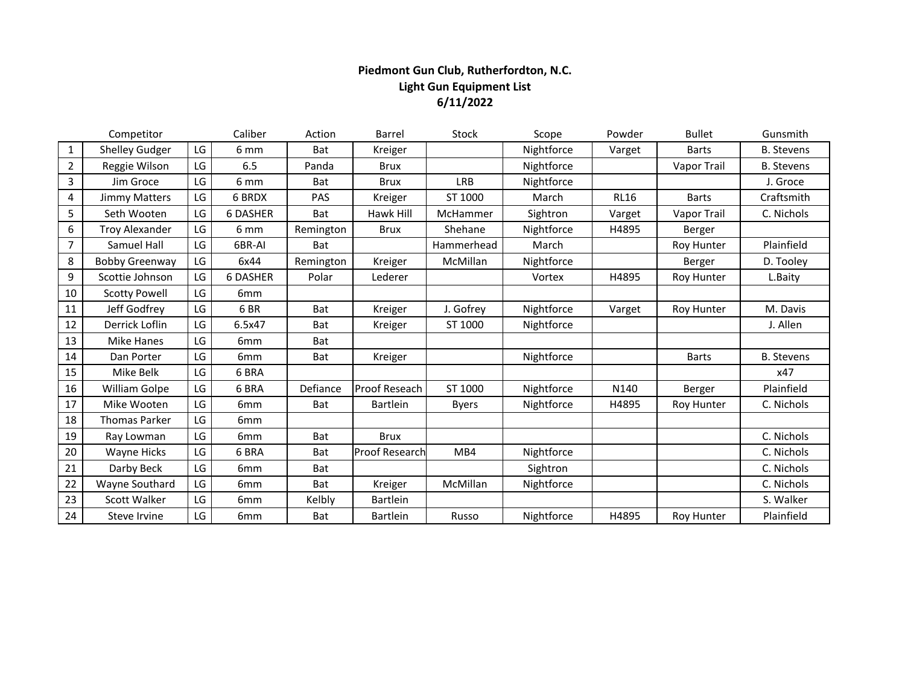**Piedmont Gun Club, Rutherfordton, N.C.**
**Light Gun Equipment List**
**6/11/2022**

| | Competitor | | Caliber | Action | Barrel | Stock | Scope | Powder | Bullet | Gunsmith |
|---|---|---|---|---|---|---|---|---|---|---|
| 1 | Shelley Gudger | LG | 6 mm | Bat | Kreiger | | Nightforce | Varget | Barts | B. Stevens |
| 2 | Reggie Wilson | LG | 6.5 | Panda | Brux | | Nightforce | | Vapor Trail | B. Stevens |
| 3 | Jim Groce | LG | 6 mm | Bat | Brux | LRB | Nightforce | | | J. Groce |
| 4 | Jimmy Matters | LG | 6 BRDX | PAS | Kreiger | ST 1000 | March | RL16 | Barts | Craftsmith |
| 5 | Seth Wooten | LG | 6 DASHER | Bat | Hawk Hill | McHammer | Sightron | Varget | Vapor Trail | C. Nichols |
| 6 | Troy Alexander | LG | 6 mm | Remington | Brux | Shehane | Nightforce | H4895 | Berger | |
| 7 | Samuel Hall | LG | 6BR-AI | Bat | | Hammerhead | March | | Roy Hunter | Plainfield |
| 8 | Bobby Greenway | LG | 6x44 | Remington | Kreiger | McMillan | Nightforce | | Berger | D. Tooley |
| 9 | Scottie Johnson | LG | 6 DASHER | Polar | Lederer | | Vortex | H4895 | Roy Hunter | L.Baity |
| 10 | Scotty Powell | LG | 6mm | | | | | | | |
| 11 | Jeff Godfrey | LG | 6 BR | Bat | Kreiger | J. Gofrey | Nightforce | Varget | Roy Hunter | M. Davis |
| 12 | Derrick Loflin | LG | 6.5x47 | Bat | Kreiger | ST 1000 | Nightforce | | | J. Allen |
| 13 | Mike Hanes | LG | 6mm | Bat | | | | | | |
| 14 | Dan Porter | LG | 6mm | Bat | Kreiger | | Nightforce | | Barts | B. Stevens |
| 15 | Mike Belk | LG | 6 BRA | | | | | | | x47 |
| 16 | William Golpe | LG | 6 BRA | Defiance | Proof Reseach | ST 1000 | Nightforce | N140 | Berger | Plainfield |
| 17 | Mike Wooten | LG | 6mm | Bat | Bartlein | Byers | Nightforce | H4895 | Roy Hunter | C. Nichols |
| 18 | Thomas Parker | LG | 6mm | | | | | | | |
| 19 | Ray Lowman | LG | 6mm | Bat | Brux | | | | | C. Nichols |
| 20 | Wayne Hicks | LG | 6 BRA | Bat | Proof Research | MB4 | Nightforce | | | C. Nichols |
| 21 | Darby Beck | LG | 6mm | Bat | | | Sightron | | | C. Nichols |
| 22 | Wayne Southard | LG | 6mm | Bat | Kreiger | McMillan | Nightforce | | | C. Nichols |
| 23 | Scott Walker | LG | 6mm | Kelbly | Bartlein | | | | | S. Walker |
| 24 | Steve Irvine | LG | 6mm | Bat | Bartlein | Russo | Nightforce | H4895 | Roy Hunter | Plainfield |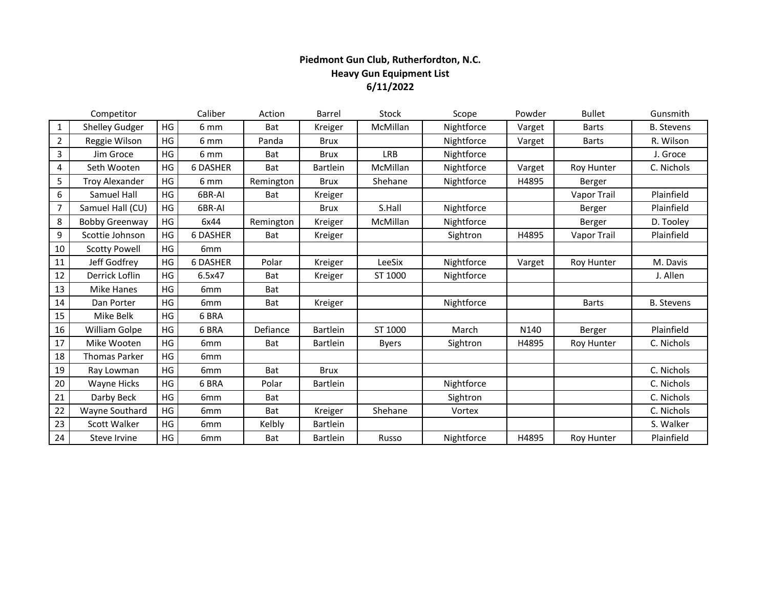**Piedmont Gun Club, Rutherfordton, N.C.**
**Heavy Gun Equipment List**
**6/11/2022**

| | Competitor | | Caliber | Action | Barrel | Stock | Scope | Powder | Bullet | Gunsmith |
|---|---|---|---|---|---|---|---|---|---|---|
| 1 | Shelley Gudger | HG | 6 mm | Bat | Kreiger | McMillan | Nightforce | Varget | Barts | B. Stevens |
| 2 | Reggie Wilson | HG | 6 mm | Panda | Brux | | Nightforce | Varget | Barts | R. Wilson |
| 3 | Jim Groce | HG | 6 mm | Bat | Brux | LRB | Nightforce | | | J. Groce |
| 4 | Seth Wooten | HG | 6 DASHER | Bat | Bartlein | McMillan | Nightforce | Varget | Roy Hunter | C. Nichols |
| 5 | Troy Alexander | HG | 6 mm | Remington | Brux | Shehane | Nightforce | H4895 | Berger | |
| 6 | Samuel Hall | HG | 6BR-AI | Bat | Kreiger | | | | Vapor Trail | Plainfield |
| 7 | Samuel Hall (CU) | HG | 6BR-AI | | Brux | S.Hall | Nightforce | | Berger | Plainfield |
| 8 | Bobby Greenway | HG | 6x44 | Remington | Kreiger | McMillan | Nightforce | | Berger | D. Tooley |
| 9 | Scottie Johnson | HG | 6 DASHER | Bat | Kreiger | | Sightron | H4895 | Vapor Trail | Plainfield |
| 10 | Scotty Powell | HG | 6mm | | | | | | | |
| 11 | Jeff Godfrey | HG | 6 DASHER | Polar | Kreiger | LeeSix | Nightforce | Varget | Roy Hunter | M. Davis |
| 12 | Derrick Loflin | HG | 6.5x47 | Bat | Kreiger | ST 1000 | Nightforce | | | J. Allen |
| 13 | Mike Hanes | HG | 6mm | Bat | | | | | | |
| 14 | Dan Porter | HG | 6mm | Bat | Kreiger | | Nightforce | | Barts | B. Stevens |
| 15 | Mike Belk | HG | 6 BRA | | | | | | | |
| 16 | William Golpe | HG | 6 BRA | Defiance | Bartlein | ST 1000 | March | N140 | Berger | Plainfield |
| 17 | Mike Wooten | HG | 6mm | Bat | Bartlein | Byers | Sightron | H4895 | Roy Hunter | C. Nichols |
| 18 | Thomas Parker | HG | 6mm | | | | | | | |
| 19 | Ray Lowman | HG | 6mm | Bat | Brux | | | | | C. Nichols |
| 20 | Wayne Hicks | HG | 6 BRA | Polar | Bartlein | | Nightforce | | | C. Nichols |
| 21 | Darby Beck | HG | 6mm | Bat | | | Sightron | | | C. Nichols |
| 22 | Wayne Southard | HG | 6mm | Bat | Kreiger | Shehane | Vortex | | | C. Nichols |
| 23 | Scott Walker | HG | 6mm | Kelbly | Bartlein | | | | | S. Walker |
| 24 | Steve Irvine | HG | 6mm | Bat | Bartlein | Russo | Nightforce | H4895 | Roy Hunter | Plainfield |